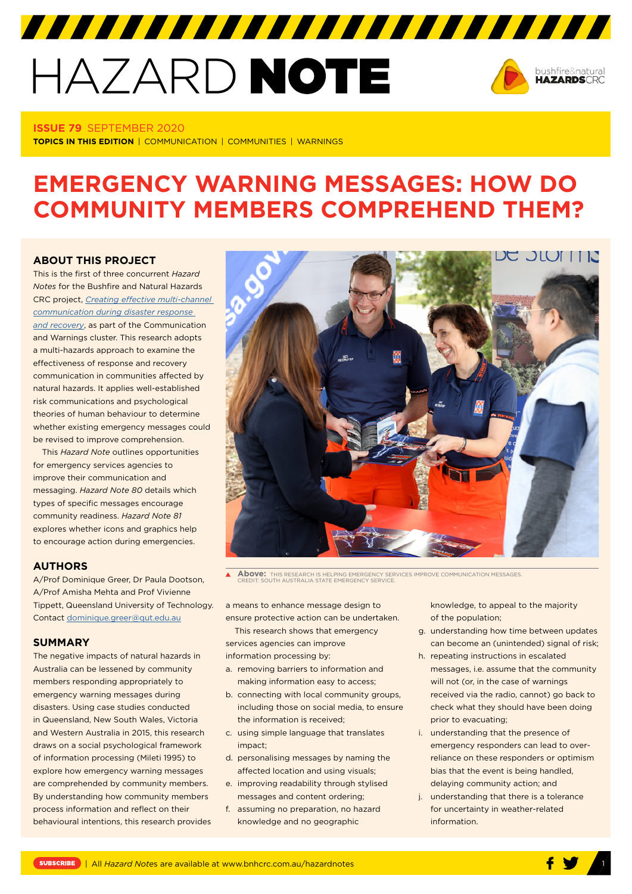# HAZARD NOTE

**ISSUE 79** SEPTEMBER 2020

**TOPICS IN THIS EDITION** | COMMUNICATION | COMMUNITIES | WARNINGS

# EMERGENCY WARNING MESSAGES: HOW DO COMMUNITY MEMBERS COMPREHEND THEM?

## ABOUT THIS PROJECT

This is the first of three concurrent *Hazard Notes* for the Bushfire and Natural Hazards CRC project, *Creating effective multi-channel communication during disaster response and recovery*, as part of the Communication and Warnings cluster. This research adopts a multi-hazards approach to examine the effectiveness of response and recovery communication in communities affected by natural hazards. It applies well-established risk communications and psychological theories of human behaviour to determine whether existing emergency messages could be revised to improve comprehension.

This *Hazard Note* outlines opportunities for emergency services agencies to improve their communication and messaging. *Hazard Note 80* details which types of specific messages encourage community readiness. *Hazard Note 81* explores whether icons and graphics help to encourage action during emergencies.

## AUTHORS

A/Prof Dominique Greer, Dr Paula Dootson, A/Prof Amisha Mehta and Prof Vivienne Tippett, Queensland University of Technology. Contact dominique.greer@qut.edu.au

**Above:** THIS RESEARCH IS HELPING EMERGENCY SERVICES IMPROVE COMMUNICATION MESSAGES. CREDIT: SOUTH AUSTRALIA STATE EMERGENCY SERVICE.

## SUMMARY

The negative impacts of natural hazards in Australia can be lessened by community members responding appropriately to emergency warning messages during disasters. Using case studies conducted in Queensland, New South Wales, Victoria and Western Australia in 2015, this research draws on a social psychological framework of information processing (Mileti 1995) to explore how emergency warning messages are comprehended by community members. By understanding how community members process information and reflect on their behavioural intentions, this research provides a means to enhance message design to ensure protective action can be undertaken.

This research shows that emergency services agencies can improve information processing by:

a. removing barriers to information and making information easy to access;
b. connecting with local community groups, including those on social media, to ensure the information is received;
c. using simple language that translates impact;
d. personalising messages by naming the affected location and using visuals;
e. improving readability through stylised messages and content ordering;
f. assuming no preparation, no hazard knowledge and no geographic knowledge, to appeal to the majority of the population;
g. understanding how time between updates can become an (unintended) signal of risk;
h. repeating instructions in escalated messages, i.e. assume that the community will not (or, in the case of warnings received via the radio, cannot) go back to check what they should have been doing prior to evacuating;
i. understanding that the presence of emergency responders can lead to over-reliance on these responders or optimism bias that the event is being handled, delaying community action; and
j. understanding that there is a tolerance for uncertainty in weather-related information.

SUBSCRIBE | All *Hazard Notes* are available at www.bnhcrc.com.au/hazardnotes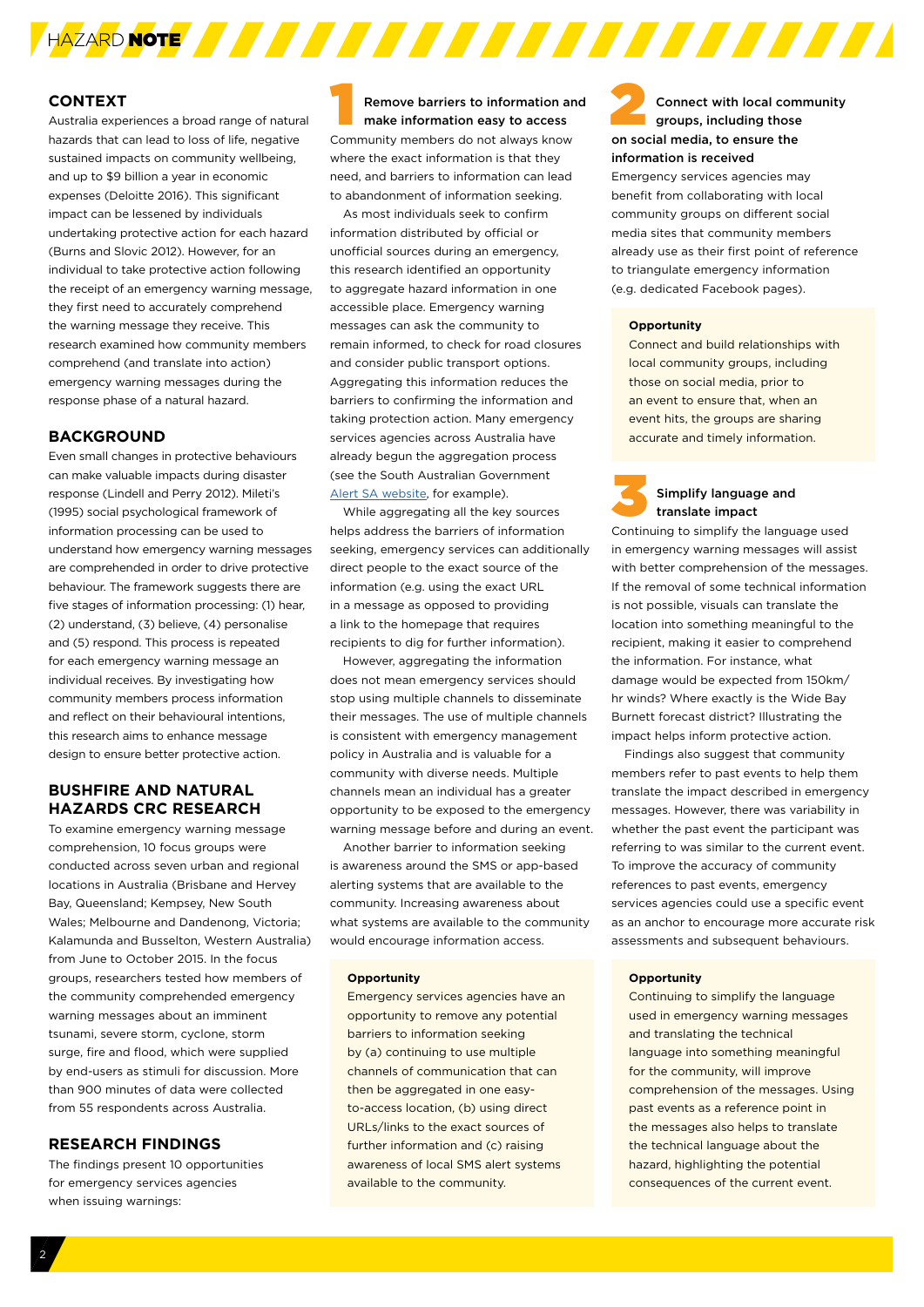## CONTEXT

Australia experiences a broad range of natural hazards that can lead to loss of life, negative sustained impacts on community wellbeing, and up to $9 billion a year in economic expenses (Deloitte 2016). This significant impact can be lessened by individuals undertaking protective action for each hazard (Burns and Slovic 2012). However, for an individual to take protective action following the receipt of an emergency warning message, they first need to accurately comprehend the warning message they receive. This research examined how community members comprehend (and translate into action) emergency warning messages during the response phase of a natural hazard.

## BACKGROUND

Even small changes in protective behaviours can make valuable impacts during disaster response (Lindell and Perry 2012). Mileti's (1995) social psychological framework of information processing can be used to understand how emergency warning messages are comprehended in order to drive protective behaviour. The framework suggests there are five stages of information processing: (1) hear, (2) understand, (3) believe, (4) personalise and (5) respond. This process is repeated for each emergency warning message an individual receives. By investigating how community members process information and reflect on their behavioural intentions, this research aims to enhance message design to ensure better protective action.

## BUSHFIRE AND NATURAL HAZARDS CRC RESEARCH

To examine emergency warning message comprehension, 10 focus groups were conducted across seven urban and regional locations in Australia (Brisbane and Hervey Bay, Queensland; Kempsey, New South Wales; Melbourne and Dandenong, Victoria; Kalamunda and Busselton, Western Australia) from June to October 2015. In the focus groups, researchers tested how members of the community comprehended emergency warning messages about an imminent tsunami, severe storm, cyclone, storm surge, fire and flood, which were supplied by end-users as stimuli for discussion. More than 900 minutes of data were collected from 55 respondents across Australia.

## RESEARCH FINDINGS

The findings present 10 opportunities for emergency services agencies when issuing warnings:

### 1 Remove barriers to information and make information easy to access

Community members do not always know where the exact information is that they need, and barriers to information can lead to abandonment of information seeking.

As most individuals seek to confirm information distributed by official or unofficial sources during an emergency, this research identified an opportunity to aggregate hazard information in one accessible place. Emergency warning messages can ask the community to remain informed, to check for road closures and consider public transport options. Aggregating this information reduces the barriers to confirming the information and taking protection action. Many emergency services agencies across Australia have already begun the aggregation process (see the South Australian Government Alert SA website, for example).

While aggregating all the key sources helps address the barriers of information seeking, emergency services can additionally direct people to the exact source of the information (e.g. using the exact URL in a message as opposed to providing a link to the homepage that requires recipients to dig for further information).

However, aggregating the information does not mean emergency services should stop using multiple channels to disseminate their messages. The use of multiple channels is consistent with emergency management policy in Australia and is valuable for a community with diverse needs. Multiple channels mean an individual has a greater opportunity to be exposed to the emergency warning message before and during an event.

Another barrier to information seeking is awareness around the SMS or app-based alerting systems that are available to the community. Increasing awareness about what systems are available to the community would encourage information access.

**Opportunity**

Emergency services agencies have an opportunity to remove any potential barriers to information seeking by (a) continuing to use multiple channels of communication that can then be aggregated in one easy-to-access location, (b) using direct URLs/links to the exact sources of further information and (c) raising awareness of local SMS alert systems available to the community.

### 2 Connect with local community groups, including those on social media, to ensure the information is received

Emergency services agencies may benefit from collaborating with local community groups on different social media sites that community members already use as their first point of reference to triangulate emergency information (e.g. dedicated Facebook pages).

**Opportunity**

Connect and build relationships with local community groups, including those on social media, prior to an event to ensure that, when an event hits, the groups are sharing accurate and timely information.

### 3 Simplify language and translate impact

Continuing to simplify the language used in emergency warning messages will assist with better comprehension of the messages. If the removal of some technical information is not possible, visuals can translate the location into something meaningful to the recipient, making it easier to comprehend the information. For instance, what damage would be expected from 150km/hr winds? Where exactly is the Wide Bay Burnett forecast district? Illustrating the impact helps inform protective action.

Findings also suggest that community members refer to past events to help them translate the impact described in emergency messages. However, there was variability in whether the past event the participant was referring to was similar to the current event. To improve the accuracy of community references to past events, emergency services agencies could use a specific event as an anchor to encourage more accurate risk assessments and subsequent behaviours.

**Opportunity**

Continuing to simplify the language used in emergency warning messages and translating the technical language into something meaningful for the community, will improve comprehension of the messages. Using past events as a reference point in the messages also helps to translate the technical language about the hazard, highlighting the potential consequences of the current event.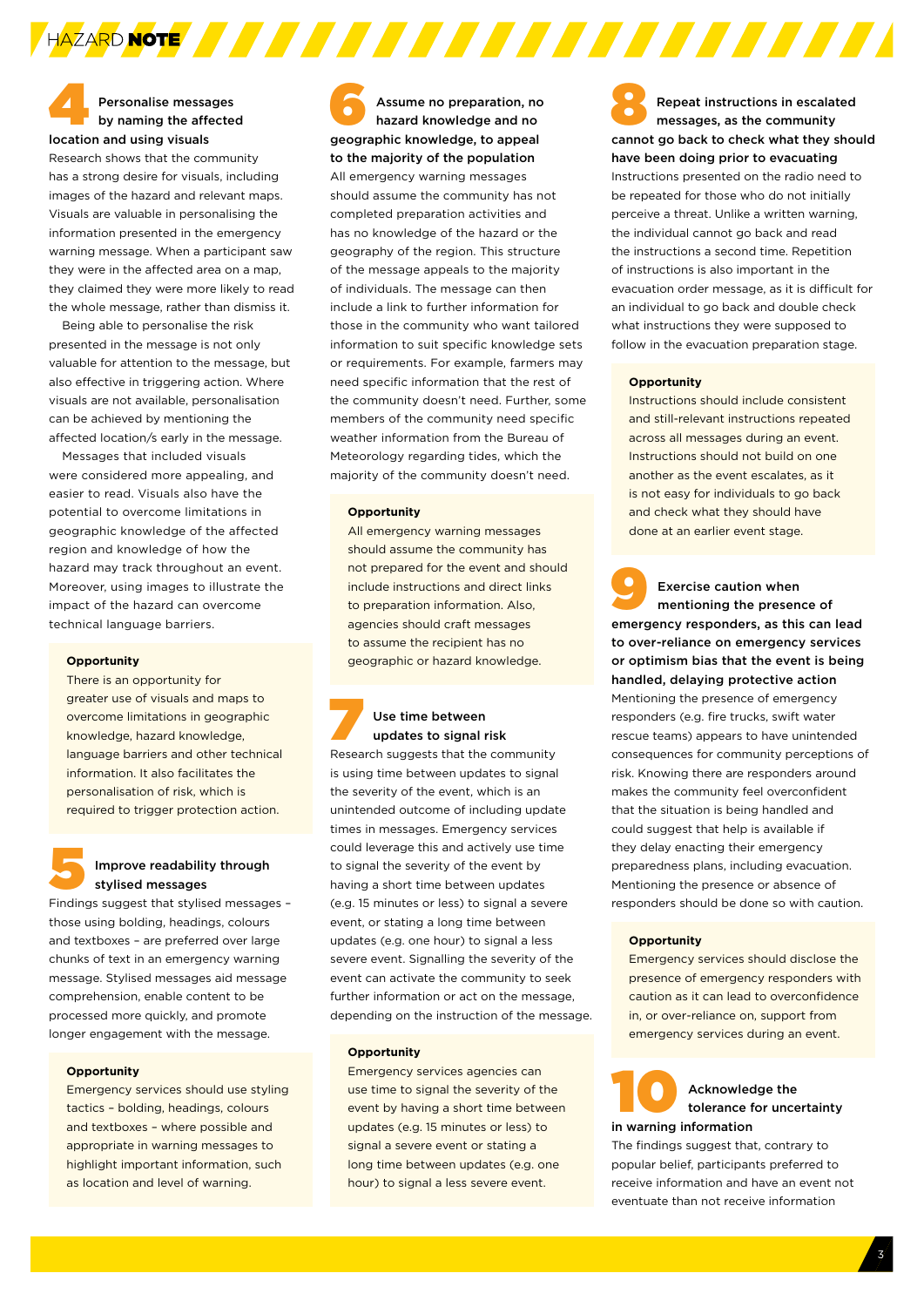## 4 Personalise messages by naming the affected location and using visuals

Research shows that the community has a strong desire for visuals, including images of the hazard and relevant maps. Visuals are valuable in personalising the information presented in the emergency warning message. When a participant saw they were in the affected area on a map, they claimed they were more likely to read the whole message, rather than dismiss it.

Being able to personalise the risk presented in the message is not only valuable for attention to the message, but also effective in triggering action. Where visuals are not available, personalisation can be achieved by mentioning the affected location/s early in the message.

Messages that included visuals were considered more appealing, and easier to read. Visuals also have the potential to overcome limitations in geographic knowledge of the affected region and knowledge of how the hazard may track throughout an event. Moreover, using images to illustrate the impact of the hazard can overcome technical language barriers.

**Opportunity**

There is an opportunity for greater use of visuals and maps to overcome limitations in geographic knowledge, hazard knowledge, language barriers and other technical information. It also facilitates the personalisation of risk, which is required to trigger protection action.

## 5 Improve readability through stylised messages

Findings suggest that stylised messages – those using bolding, headings, colours and textboxes – are preferred over large chunks of text in an emergency warning message. Stylised messages aid message comprehension, enable content to be processed more quickly, and promote longer engagement with the message.

**Opportunity**

Emergency services should use styling tactics – bolding, headings, colours and textboxes – where possible and appropriate in warning messages to highlight important information, such as location and level of warning.

## 6 Assume no preparation, no hazard knowledge and no geographic knowledge, to appeal to the majority of the population

All emergency warning messages should assume the community has not completed preparation activities and has no knowledge of the hazard or the geography of the region. This structure of the message appeals to the majority of individuals. The message can then include a link to further information for those in the community who want tailored information to suit specific knowledge sets or requirements. For example, farmers may need specific information that the rest of the community doesn't need. Further, some members of the community need specific weather information from the Bureau of Meteorology regarding tides, which the majority of the community doesn't need.

**Opportunity**

All emergency warning messages should assume the community has not prepared for the event and should include instructions and direct links to preparation information. Also, agencies should craft messages to assume the recipient has no geographic or hazard knowledge.

## 7 Use time between updates to signal risk

Research suggests that the community is using time between updates to signal the severity of the event, which is an unintended outcome of including update times in messages. Emergency services could leverage this and actively use time to signal the severity of the event by having a short time between updates (e.g. 15 minutes or less) to signal a severe event, or stating a long time between updates (e.g. one hour) to signal a less severe event. Signalling the severity of the event can activate the community to seek further information or act on the message, depending on the instruction of the message.

**Opportunity**

Emergency services agencies can use time to signal the severity of the event by having a short time between updates (e.g. 15 minutes or less) to signal a severe event or stating a long time between updates (e.g. one hour) to signal a less severe event.

## 8 Repeat instructions in escalated messages, as the community cannot go back to check what they should have been doing prior to evacuating

Instructions presented on the radio need to be repeated for those who do not initially perceive a threat. Unlike a written warning, the individual cannot go back and read the instructions a second time. Repetition of instructions is also important in the evacuation order message, as it is difficult for an individual to go back and double check what instructions they were supposed to follow in the evacuation preparation stage.

**Opportunity**

Instructions should include consistent and still-relevant instructions repeated across all messages during an event. Instructions should not build on one another as the event escalates, as it is not easy for individuals to go back and check what they should have done at an earlier event stage.

## 9 Exercise caution when mentioning the presence of emergency responders, as this can lead to over-reliance on emergency services or optimism bias that the event is being handled, delaying protective action

Mentioning the presence of emergency responders (e.g. fire trucks, swift water rescue teams) appears to have unintended consequences for community perceptions of risk. Knowing there are responders around makes the community feel overconfident that the situation is being handled and could suggest that help is available if they delay enacting their emergency preparedness plans, including evacuation. Mentioning the presence or absence of responders should be done with caution.

**Opportunity**

Emergency services should disclose the presence of emergency responders with caution as it can lead to overconfidence in, or over-reliance on, support from emergency services during an event.

## 10 Acknowledge the tolerance for uncertainty in warning information

The findings suggest that, contrary to popular belief, participants preferred to receive information and have an event not eventuate than not receive information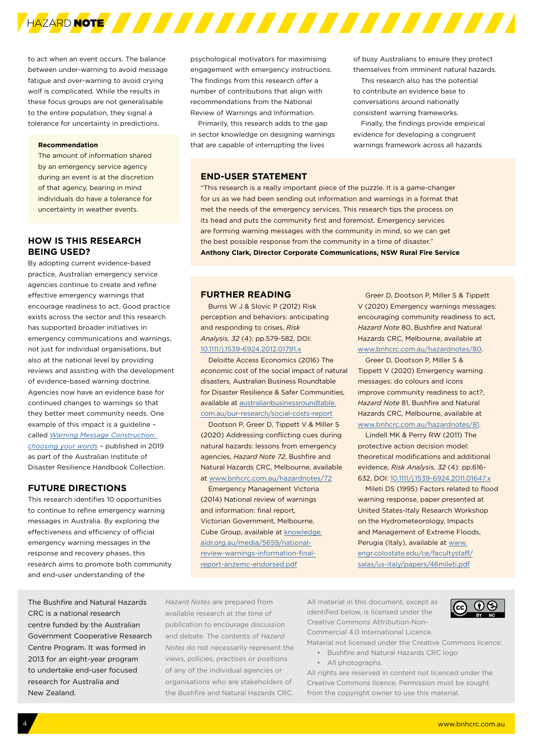to act when an event occurs. The balance between under-warning to avoid message fatigue and over-warning to avoid crying wolf is complicated. While the results in these focus groups are not generalisable to the entire population, they signal a tolerance for uncertainty in predictions.

**Recommendation**

The amount of information shared by an emergency service agency during an event is at the discretion of that agency, bearing in mind individuals do have a tolerance for uncertainty in weather events.

## HOW IS THIS RESEARCH BEING USED?

By adopting current evidence-based practice, Australian emergency service agencies continue to create and refine effective emergency warnings that encourage readiness to act. Good practice exists across the sector and this research has supported broader initiatives in emergency communications and warnings, not just for individual organisations, but also at the national level by providing reviews and assisting with the development of evidence-based warning doctrine. Agencies now have an evidence base for continued changes to warnings so that they better meet community needs. One example of this impact is a guideline – called *Warning Message Construction: choosing your words* – published in 2019 as part of the Australian Institute of Disaster Resilience Handbook Collection.

## FUTURE DIRECTIONS

This research identifies 10 opportunities to continue to refine emergency warning messages in Australia. By exploring the effectiveness and efficiency of official emergency warning messages in the response and recovery phases, this research aims to promote both community and end-user understanding of the psychological motivators for maximising engagement with emergency instructions. The findings from this research offer a number of contributions that align with recommendations from the National Review of Warnings and Information.

Primarily, this research adds to the gap in sector knowledge on designing warnings that are capable of interrupting the lives of busy Australians to ensure they protect themselves from imminent natural hazards.

This research also has the potential to contribute an evidence base to conversations around nationally consistent warning frameworks.

Finally, the findings provide empirical evidence for developing a congruent warnings framework across all hazards.

## END-USER STATEMENT

"This research is a really important piece of the puzzle. It is a game-changer for us as we had been sending out information and warnings in a format that met the needs of the emergency services. This research tips the process on its head and puts the community first and foremost. Emergency services are forming warning messages with the community in mind, so we can get the best possible response from the community in a time of disaster."

**Anthony Clark, Director Corporate Communications, NSW Rural Fire Service**

## FURTHER READING

Burns W J & Slovic P (2012) Risk perception and behaviors: anticipating and responding to crises, *Risk Analysis, 32* (4): pp.579-582, DOI: 10.1111/j.1539-6924.2012.01791.x

Deloitte Access Economics (2016) The economic cost of the social impact of natural disasters, Australian Business Roundtable for Disaster Resilience & Safer Communities, available at australianbusinessroundtable.com.au/our-research/social-costs-report

Dootson P, Greer D, Tippett V & Miller S (2020) Addressing conflicting cues during natural hazards: lessons from emergency agencies, *Hazard Note 72*, Bushfire and Natural Hazards CRC, Melbourne, available at www.bnhcrc.com.au/hazardnotes/72

Emergency Management Victoria (2014) National review of warnings and information: final report, Victorian Government, Melbourne, Cube Group, available at knowledge.aidr.org.au/media/5659/national-review-warnings-information-final-report-anzemc-endorsed.pdf

Greer D, Dootson P, Miller S & Tippett V (2020) Emergency warnings messages: encouraging community readiness to act, *Hazard Note* 80, Bushfire and Natural Hazards CRC, Melbourne, available at www.bnhcrc.com.au/hazardnotes/80.

Greer D, Dootson P, Miller S & Tippett V (2020) Emergency warning messages: do colours and icons improve community readiness to act?, *Hazard Note* 81, Bushfire and Natural Hazards CRC, Melbourne, available at www.bnhcrc.com.au/hazardnotes/81.

Lindell MK & Perry RW (2011) The protective action decision model: theoretical modifications and additional evidence, *Risk Analysis, 32* (4): pp.616-632, DOI: 10.1111/j.1539-6924.2011.01647.x

Mileti DS (1995) Factors related to flood warning response, paper presented at United States-Italy Research Workshop on the Hydrometeorology, Impacts and Management of Extreme Floods, Perugia (Italy), available at www.engr.colostate.edu/ce/facultystaff/salas/us-italy/papers/46mileti.pdf

---

The Bushfire and Natural Hazards CRC is a national research centre funded by the Australian Government Cooperative Research Centre Program. It was formed in 2013 for an eight-year program to undertake end-user focused research for Australia and New Zealand.

*Hazard Notes* are prepared from available research at the time of publication to encourage discussion and debate. The contents of *Hazard Notes* do not necessarily represent the views, policies, practises or positions of any of the individual agencies or organisations who are stakeholders of the Bushfire and Natural Hazards CRC.

All material in this document, except as identified below, is licensed under the Creative Commons Attribution-Non-Commercial 4.0 International Licence.

Material not licensed under the Creative Commons licence:

- Bushfire and Natural Hazards CRC logo
- All photographs.

All rights are reserved in content not licenced under the Creative Commons licence. Permission must be sought from the copyright owner to use this material.